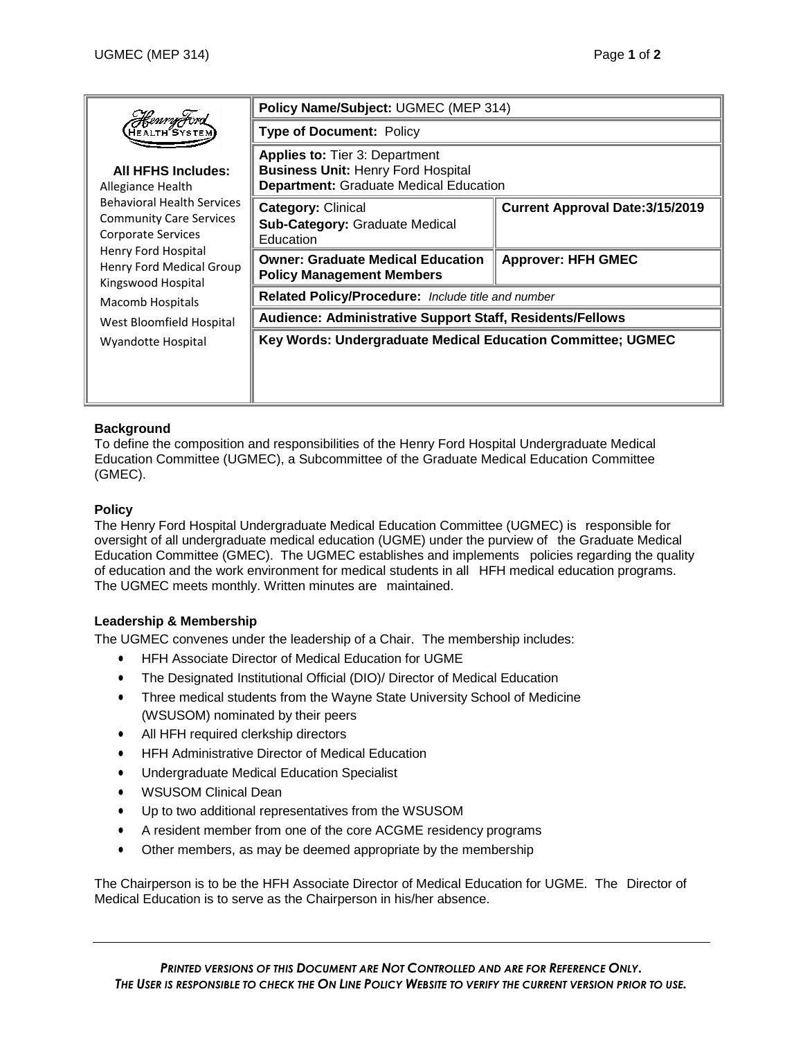| Henry Ford Health System<br><br>**All HFHS Includes:**<br>Allegiance Health<br>Behavioral Health Services<br>Community Care Services<br>Corporate Services<br>Henry Ford Hospital<br>Henry Ford Medical Group<br>Kingswood Hospital<br>Macomb Hospitals<br>West Bloomfield Hospital<br>Wyandotte Hospital | **Policy Name/Subject:** UGMEC (MEP 314) | |
|---|---|---|
| | **Type of Document:** Policy | |
| | **Applies to:** Tier 3: Department<br>**Business Unit:** Henry Ford Hospital<br>**Department:** Graduate Medical Education | |
| | **Category:** Clinical<br>**Sub-Category:** Graduate Medical Education | **Current Approval Date:3/15/2019** |
| | **Owner: Graduate Medical Education Policy Management Members** | **Approver: HFH GMEC** |
| | **Related Policy/Procedure:** *Include title and number* | |
| | **Audience: Administrative Support Staff, Residents/Fellows** | |
| | **Key Words: Undergraduate Medical Education Committee; UGMEC** | |

### Background

To define the composition and responsibilities of the Henry Ford Hospital Undergraduate Medical Education Committee (UGMEC), a Subcommittee of the Graduate Medical Education Committee (GMEC).

### Policy

The Henry Ford Hospital Undergraduate Medical Education Committee (UGMEC) is responsible for oversight of all undergraduate medical education (UGME) under the purview of the Graduate Medical Education Committee (GMEC). The UGMEC establishes and implements policies regarding the quality of education and the work environment for medical students in all HFH medical education programs. The UGMEC meets monthly. Written minutes are maintained.

### Leadership & Membership

The UGMEC convenes under the leadership of a Chair. The membership includes:

- HFH Associate Director of Medical Education for UGME
- The Designated Institutional Official (DIO)/ Director of Medical Education
- Three medical students from the Wayne State University School of Medicine (WSUSOM) nominated by their peers
- All HFH required clerkship directors
- HFH Administrative Director of Medical Education
- Undergraduate Medical Education Specialist
- WSUSOM Clinical Dean
- Up to two additional representatives from the WSUSOM
- A resident member from one of the core ACGME residency programs
- Other members, as may be deemed appropriate by the membership

The Chairperson is to be the HFH Associate Director of Medical Education for UGME. The Director of Medical Education is to serve as the Chairperson in his/her absence.

*PRINTED VERSIONS OF THIS DOCUMENT ARE NOT CONTROLLED AND ARE FOR REFERENCE ONLY.*
*THE USER IS RESPONSIBLE TO CHECK THE ON LINE POLICY WEBSITE TO VERIFY THE CURRENT VERSION PRIOR TO USE.*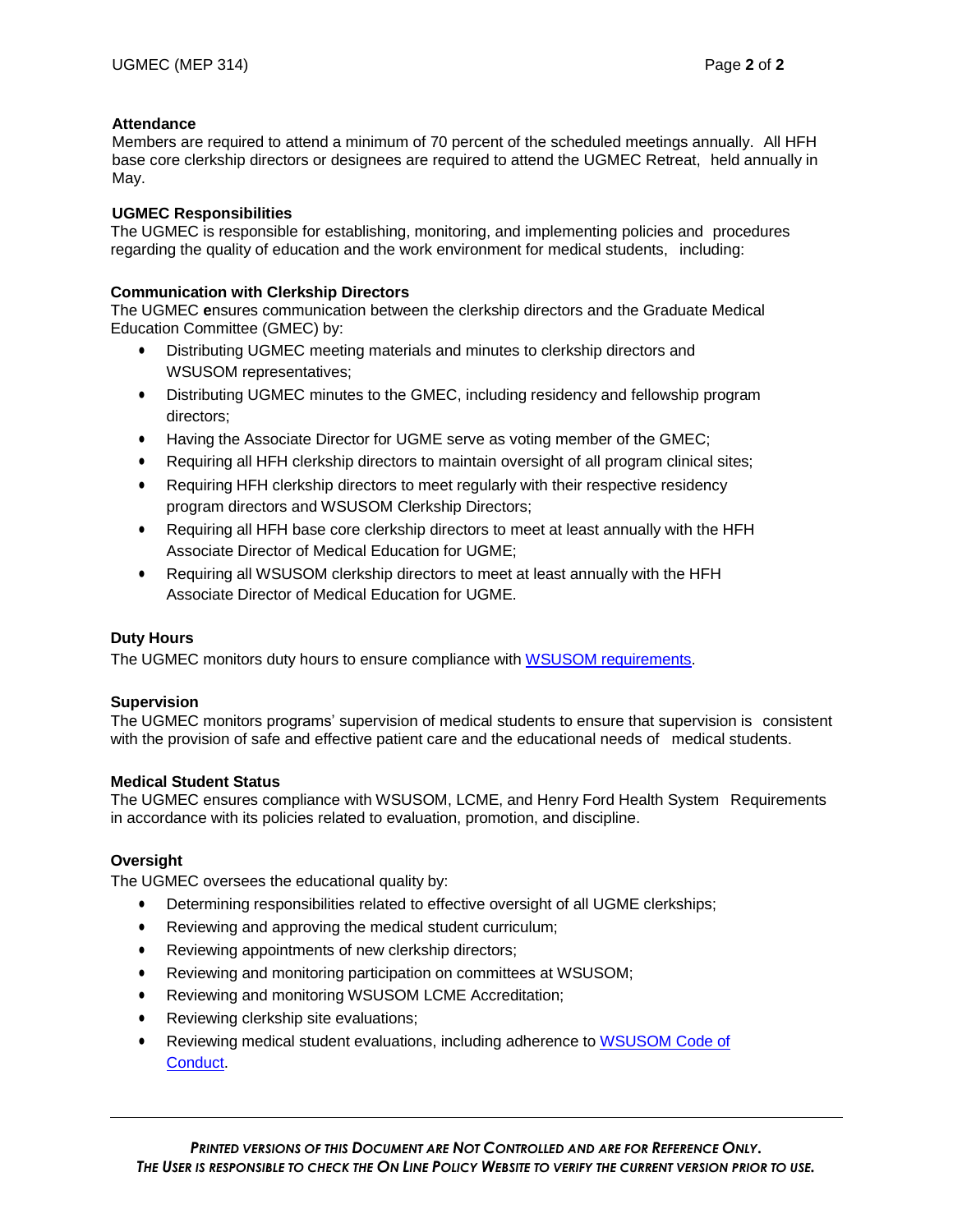### Attendance

Members are required to attend a minimum of 70 percent of the scheduled meetings annually. All HFH base core clerkship directors or designees are required to attend the UGMEC Retreat, held annually in May.

### UGMEC Responsibilities

The UGMEC is responsible for establishing, monitoring, and implementing policies and procedures regarding the quality of education and the work environment for medical students, including:

### Communication with Clerkship Directors

The UGMEC **e**nsures communication between the clerkship directors and the Graduate Medical Education Committee (GMEC) by:

- Distributing UGMEC meeting materials and minutes to clerkship directors and WSUSOM representatives;
- Distributing UGMEC minutes to the GMEC, including residency and fellowship program directors;
- Having the Associate Director for UGME serve as voting member of the GMEC;
- Requiring all HFH clerkship directors to maintain oversight of all program clinical sites;
- Requiring HFH clerkship directors to meet regularly with their respective residency program directors and WSUSOM Clerkship Directors;
- Requiring all HFH base core clerkship directors to meet at least annually with the HFH Associate Director of Medical Education for UGME;
- Requiring all WSUSOM clerkship directors to meet at least annually with the HFH Associate Director of Medical Education for UGME.

### Duty Hours

The UGMEC monitors duty hours to ensure compliance with WSUSOM requirements.

### Supervision

The UGMEC monitors programs' supervision of medical students to ensure that supervision is consistent with the provision of safe and effective patient care and the educational needs of medical students.

### Medical Student Status

The UGMEC ensures compliance with WSUSOM, LCME, and Henry Ford Health System Requirements in accordance with its policies related to evaluation, promotion, and discipline.

### Oversight

The UGMEC oversees the educational quality by:

- Determining responsibilities related to effective oversight of all UGME clerkships;
- Reviewing and approving the medical student curriculum;
- Reviewing appointments of new clerkship directors;
- Reviewing and monitoring participation on committees at WSUSOM;
- Reviewing and monitoring WSUSOM LCME Accreditation;
- Reviewing clerkship site evaluations;
- Reviewing medical student evaluations, including adherence to WSUSOM Code of Conduct.

*PRINTED VERSIONS OF THIS DOCUMENT ARE NOT CONTROLLED AND ARE FOR REFERENCE ONLY.*
*THE USER IS RESPONSIBLE TO CHECK THE ON LINE POLICY WEBSITE TO VERIFY THE CURRENT VERSION PRIOR TO USE.*